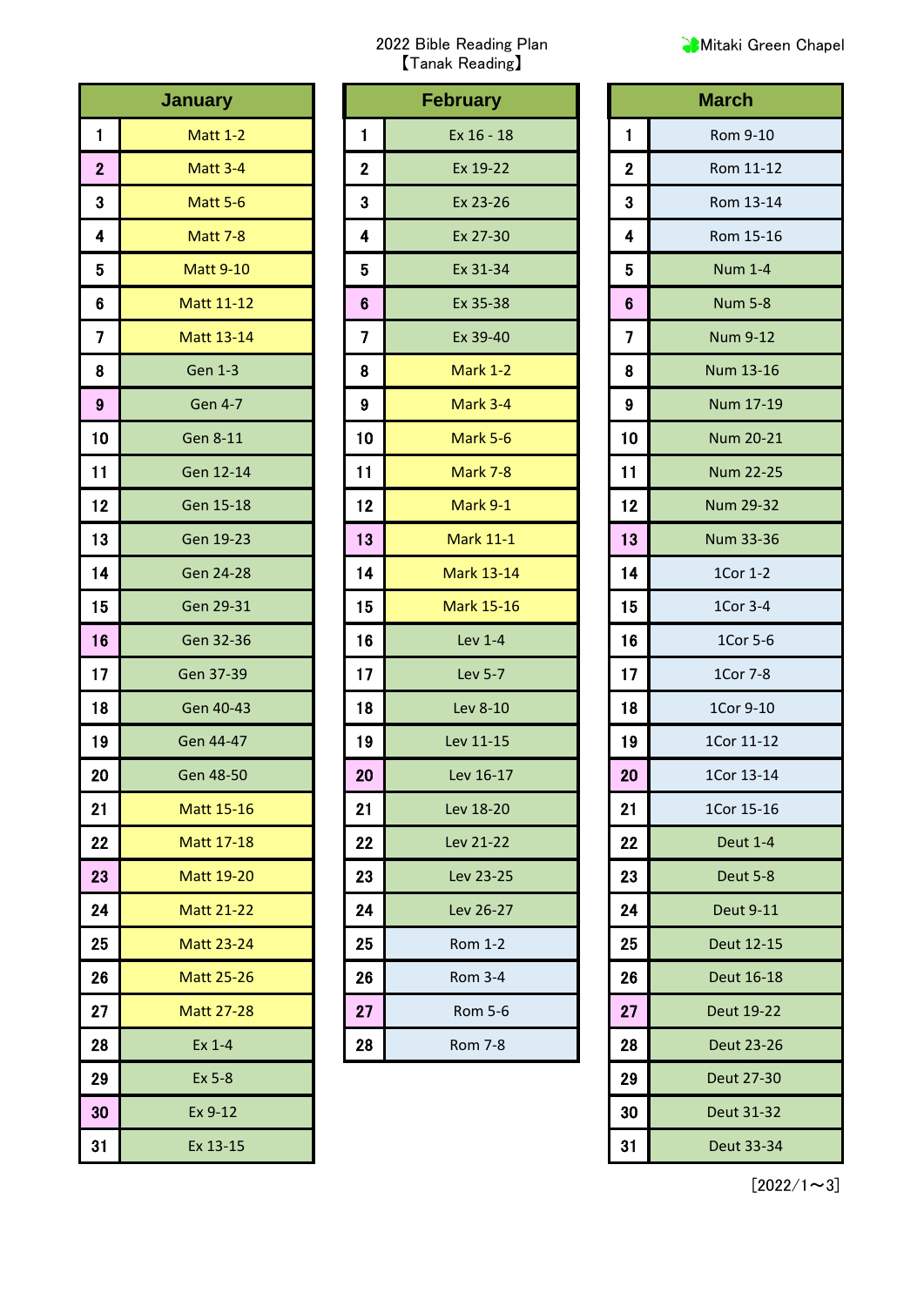2022 Bible Reading Plan
【Tanak Reading】

Mitaki Green Chapel

| January | | February | | March | |
|---|---|---|---|---|---|
| 1 | Matt 1-2 | 1 | Ex 16 - 18 | 1 | Rom 9-10 |
| 2 | Matt 3-4 | 2 | Ex 19-22 | 2 | Rom 11-12 |
| 3 | Matt 5-6 | 3 | Ex 23-26 | 3 | Rom 13-14 |
| 4 | Matt 7-8 | 4 | Ex 27-30 | 4 | Rom 15-16 |
| 5 | Matt 9-10 | 5 | Ex 31-34 | 5 | Num 1-4 |
| 6 | Matt 11-12 | 6 | Ex 35-38 | 6 | Num 5-8 |
| 7 | Matt 13-14 | 7 | Ex 39-40 | 7 | Num 9-12 |
| 8 | Gen 1-3 | 8 | Mark 1-2 | 8 | Num 13-16 |
| 9 | Gen 4-7 | 9 | Mark 3-4 | 9 | Num 17-19 |
| 10 | Gen 8-11 | 10 | Mark 5-6 | 10 | Num 20-21 |
| 11 | Gen 12-14 | 11 | Mark 7-8 | 11 | Num 22-25 |
| 12 | Gen 15-18 | 12 | Mark 9-1 | 12 | Num 29-32 |
| 13 | Gen 19-23 | 13 | Mark 11-1 | 13 | Num 33-36 |
| 14 | Gen 24-28 | 14 | Mark 13-14 | 14 | 1Cor 1-2 |
| 15 | Gen 29-31 | 15 | Mark 15-16 | 15 | 1Cor 3-4 |
| 16 | Gen 32-36 | 16 | Lev 1-4 | 16 | 1Cor 5-6 |
| 17 | Gen 37-39 | 17 | Lev 5-7 | 17 | 1Cor 7-8 |
| 18 | Gen 40-43 | 18 | Lev 8-10 | 18 | 1Cor 9-10 |
| 19 | Gen 44-47 | 19 | Lev 11-15 | 19 | 1Cor 11-12 |
| 20 | Gen 48-50 | 20 | Lev 16-17 | 20 | 1Cor 13-14 |
| 21 | Matt 15-16 | 21 | Lev 18-20 | 21 | 1Cor 15-16 |
| 22 | Matt 17-18 | 22 | Lev 21-22 | 22 | Deut 1-4 |
| 23 | Matt 19-20 | 23 | Lev 23-25 | 23 | Deut 5-8 |
| 24 | Matt 21-22 | 24 | Lev 26-27 | 24 | Deut 9-11 |
| 25 | Matt 23-24 | 25 | Rom 1-2 | 25 | Deut 12-15 |
| 26 | Matt 25-26 | 26 | Rom 3-4 | 26 | Deut 16-18 |
| 27 | Matt 27-28 | 27 | Rom 5-6 | 27 | Deut 19-22 |
| 28 | Ex 1-4 | 28 | Rom 7-8 | 28 | Deut 23-26 |
| 29 | Ex 5-8 | | | 29 | Deut 27-30 |
| 30 | Ex 9-12 | | | 30 | Deut 31-32 |
| 31 | Ex 13-15 | | | 31 | Deut 33-34 |

[2022/1～3]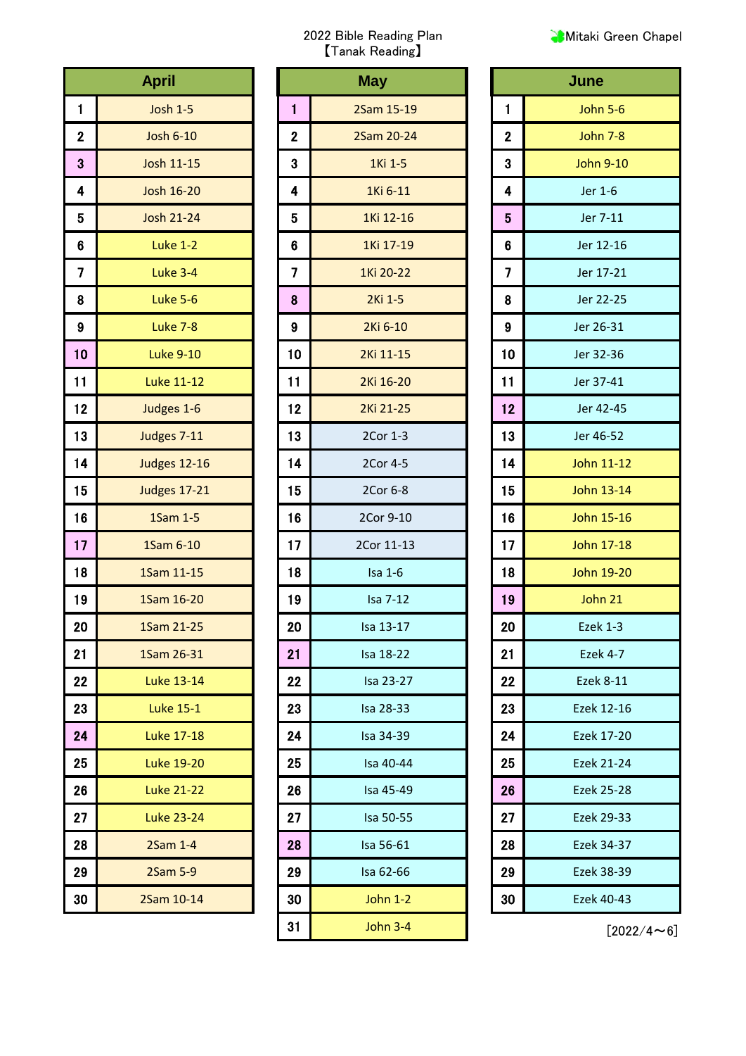2022 Bible Reading Plan
【Tanak Reading】

Mitaki Green Chapel

| April | | | May | | | June | |
|---|---|---|---|---|---|---|---|
| 1 | Josh 1-5 | | 1 | 2Sam 15-19 | | 1 | John 5-6 |
| 2 | Josh 6-10 | | 2 | 2Sam 20-24 | | 2 | John 7-8 |
| 3 | Josh 11-15 | | 3 | 1Ki 1-5 | | 3 | John 9-10 |
| 4 | Josh 16-20 | | 4 | 1Ki 6-11 | | 4 | Jer 1-6 |
| 5 | Josh 21-24 | | 5 | 1Ki 12-16 | | 5 | Jer 7-11 |
| 6 | Luke 1-2 | | 6 | 1Ki 17-19 | | 6 | Jer 12-16 |
| 7 | Luke 3-4 | | 7 | 1Ki 20-22 | | 7 | Jer 17-21 |
| 8 | Luke 5-6 | | 8 | 2Ki 1-5 | | 8 | Jer 22-25 |
| 9 | Luke 7-8 | | 9 | 2Ki 6-10 | | 9 | Jer 26-31 |
| 10 | Luke 9-10 | | 10 | 2Ki 11-15 | | 10 | Jer 32-36 |
| 11 | Luke 11-12 | | 11 | 2Ki 16-20 | | 11 | Jer 37-41 |
| 12 | Judges 1-6 | | 12 | 2Ki 21-25 | | 12 | Jer 42-45 |
| 13 | Judges 7-11 | | 13 | 2Cor 1-3 | | 13 | Jer 46-52 |
| 14 | Judges 12-16 | | 14 | 2Cor 4-5 | | 14 | John 11-12 |
| 15 | Judges 17-21 | | 15 | 2Cor 6-8 | | 15 | John 13-14 |
| 16 | 1Sam 1-5 | | 16 | 2Cor 9-10 | | 16 | John 15-16 |
| 17 | 1Sam 6-10 | | 17 | 2Cor 11-13 | | 17 | John 17-18 |
| 18 | 1Sam 11-15 | | 18 | Isa 1-6 | | 18 | John 19-20 |
| 19 | 1Sam 16-20 | | 19 | Isa 7-12 | | 19 | John 21 |
| 20 | 1Sam 21-25 | | 20 | Isa 13-17 | | 20 | Ezek 1-3 |
| 21 | 1Sam 26-31 | | 21 | Isa 18-22 | | 21 | Ezek 4-7 |
| 22 | Luke 13-14 | | 22 | Isa 23-27 | | 22 | Ezek 8-11 |
| 23 | Luke 15-1 | | 23 | Isa 28-33 | | 23 | Ezek 12-16 |
| 24 | Luke 17-18 | | 24 | Isa 34-39 | | 24 | Ezek 17-20 |
| 25 | Luke 19-20 | | 25 | Isa 40-44 | | 25 | Ezek 21-24 |
| 26 | Luke 21-22 | | 26 | Isa 45-49 | | 26 | Ezek 25-28 |
| 27 | Luke 23-24 | | 27 | Isa 50-55 | | 27 | Ezek 29-33 |
| 28 | 2Sam 1-4 | | 28 | Isa 56-61 | | 28 | Ezek 34-37 |
| 29 | 2Sam 5-9 | | 29 | Isa 62-66 | | 29 | Ezek 38-39 |
| 30 | 2Sam 10-14 | | 30 | John 1-2 | | 30 | Ezek 40-43 |
| | | | 31 | John 3-4 | | | |

[2022/4～6]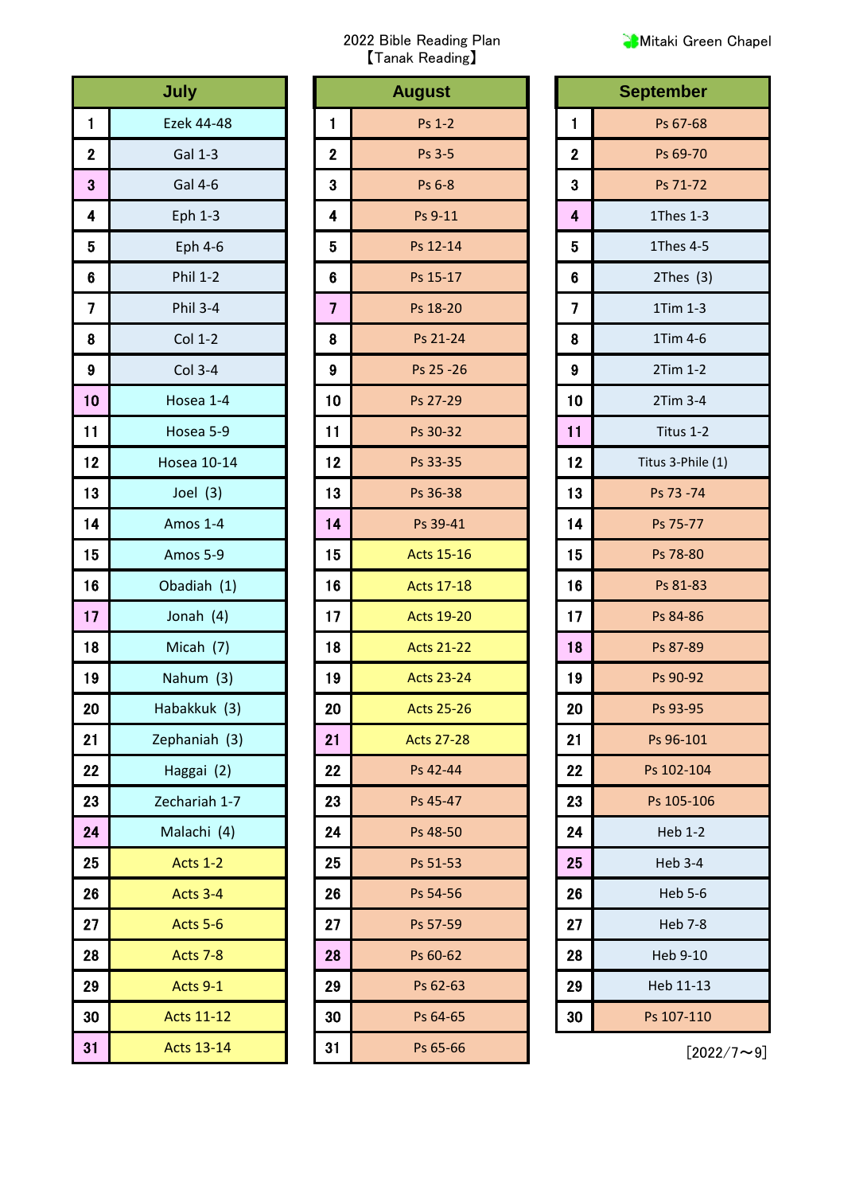2022 Bible Reading Plan
【Tanak Reading】

Mitaki Green Chapel

| July | | August | | September | |
|---|---|---|---|---|---|
| 1 | Ezek 44-48 | 1 | Ps 1-2 | 1 | Ps 67-68 |
| 2 | Gal 1-3 | 2 | Ps 3-5 | 2 | Ps 69-70 |
| 3 | Gal 4-6 | 3 | Ps 6-8 | 3 | Ps 71-72 |
| 4 | Eph 1-3 | 4 | Ps 9-11 | 4 | 1Thes 1-3 |
| 5 | Eph 4-6 | 5 | Ps 12-14 | 5 | 1Thes 4-5 |
| 6 | Phil 1-2 | 6 | Ps 15-17 | 6 | 2Thes (3) |
| 7 | Phil 3-4 | 7 | Ps 18-20 | 7 | 1Tim 1-3 |
| 8 | Col 1-2 | 8 | Ps 21-24 | 8 | 1Tim 4-6 |
| 9 | Col 3-4 | 9 | Ps 25 -26 | 9 | 2Tim 1-2 |
| 10 | Hosea 1-4 | 10 | Ps 27-29 | 10 | 2Tim 3-4 |
| 11 | Hosea 5-9 | 11 | Ps 30-32 | 11 | Titus 1-2 |
| 12 | Hosea 10-14 | 12 | Ps 33-35 | 12 | Titus 3-Phile (1) |
| 13 | Joel (3) | 13 | Ps 36-38 | 13 | Ps 73 -74 |
| 14 | Amos 1-4 | 14 | Ps 39-41 | 14 | Ps 75-77 |
| 15 | Amos 5-9 | 15 | Acts 15-16 | 15 | Ps 78-80 |
| 16 | Obadiah (1) | 16 | Acts 17-18 | 16 | Ps 81-83 |
| 17 | Jonah (4) | 17 | Acts 19-20 | 17 | Ps 84-86 |
| 18 | Micah (7) | 18 | Acts 21-22 | 18 | Ps 87-89 |
| 19 | Nahum (3) | 19 | Acts 23-24 | 19 | Ps 90-92 |
| 20 | Habakkuk (3) | 20 | Acts 25-26 | 20 | Ps 93-95 |
| 21 | Zephaniah (3) | 21 | Acts 27-28 | 21 | Ps 96-101 |
| 22 | Haggai (2) | 22 | Ps 42-44 | 22 | Ps 102-104 |
| 23 | Zechariah 1-7 | 23 | Ps 45-47 | 23 | Ps 105-106 |
| 24 | Malachi (4) | 24 | Ps 48-50 | 24 | Heb 1-2 |
| 25 | Acts 1-2 | 25 | Ps 51-53 | 25 | Heb 3-4 |
| 26 | Acts 3-4 | 26 | Ps 54-56 | 26 | Heb 5-6 |
| 27 | Acts 5-6 | 27 | Ps 57-59 | 27 | Heb 7-8 |
| 28 | Acts 7-8 | 28 | Ps 60-62 | 28 | Heb 9-10 |
| 29 | Acts 9-1 | 29 | Ps 62-63 | 29 | Heb 11-13 |
| 30 | Acts 11-12 | 30 | Ps 64-65 | 30 | Ps 107-110 |
| 31 | Acts 13-14 | 31 | Ps 65-66 | | |

[2022/7～9]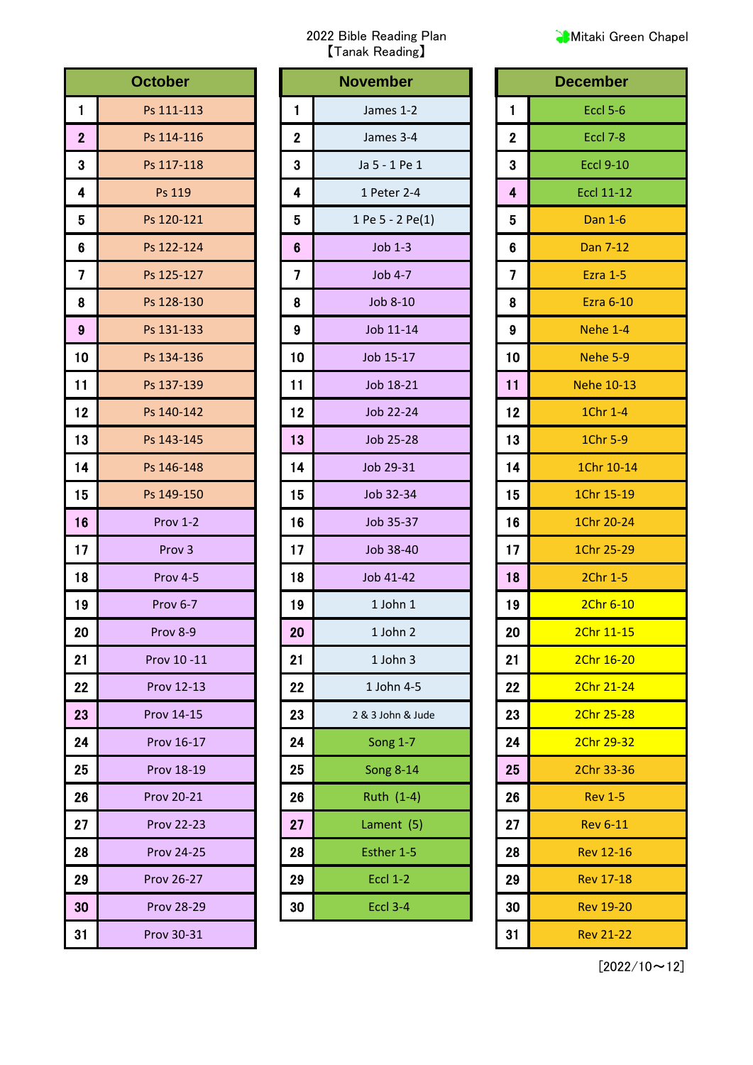2022 Bible Reading Plan
【Tanak Reading】

Mitaki Green Chapel

| October | |
|---|---|
| 1 | Ps 111-113 |
| 2 | Ps 114-116 |
| 3 | Ps 117-118 |
| 4 | Ps 119 |
| 5 | Ps 120-121 |
| 6 | Ps 122-124 |
| 7 | Ps 125-127 |
| 8 | Ps 128-130 |
| 9 | Ps 131-133 |
| 10 | Ps 134-136 |
| 11 | Ps 137-139 |
| 12 | Ps 140-142 |
| 13 | Ps 143-145 |
| 14 | Ps 146-148 |
| 15 | Ps 149-150 |
| 16 | Prov 1-2 |
| 17 | Prov 3 |
| 18 | Prov 4-5 |
| 19 | Prov 6-7 |
| 20 | Prov 8-9 |
| 21 | Prov 10 -11 |
| 22 | Prov 12-13 |
| 23 | Prov 14-15 |
| 24 | Prov 16-17 |
| 25 | Prov 18-19 |
| 26 | Prov 20-21 |
| 27 | Prov 22-23 |
| 28 | Prov 24-25 |
| 29 | Prov 26-27 |
| 30 | Prov 28-29 |
| 31 | Prov 30-31 |

| November | |
|---|---|
| 1 | James 1-2 |
| 2 | James 3-4 |
| 3 | Ja 5 - 1 Pe 1 |
| 4 | 1 Peter 2-4 |
| 5 | 1 Pe 5 - 2 Pe(1) |
| 6 | Job 1-3 |
| 7 | Job 4-7 |
| 8 | Job 8-10 |
| 9 | Job 11-14 |
| 10 | Job 15-17 |
| 11 | Job 18-21 |
| 12 | Job 22-24 |
| 13 | Job 25-28 |
| 14 | Job 29-31 |
| 15 | Job 32-34 |
| 16 | Job 35-37 |
| 17 | Job 38-40 |
| 18 | Job 41-42 |
| 19 | 1 John 1 |
| 20 | 1 John 2 |
| 21 | 1 John 3 |
| 22 | 1 John 4-5 |
| 23 | 2 & 3 John & Jude |
| 24 | Song 1-7 |
| 25 | Song 8-14 |
| 26 | Ruth (1-4) |
| 27 | Lament (5) |
| 28 | Esther 1-5 |
| 29 | Eccl 1-2 |
| 30 | Eccl 3-4 |

| December | |
|---|---|
| 1 | Eccl 5-6 |
| 2 | Eccl 7-8 |
| 3 | Eccl 9-10 |
| 4 | Eccl 11-12 |
| 5 | Dan 1-6 |
| 6 | Dan 7-12 |
| 7 | Ezra 1-5 |
| 8 | Ezra 6-10 |
| 9 | Nehe 1-4 |
| 10 | Nehe 5-9 |
| 11 | Nehe 10-13 |
| 12 | 1Chr 1-4 |
| 13 | 1Chr 5-9 |
| 14 | 1Chr 10-14 |
| 15 | 1Chr 15-19 |
| 16 | 1Chr 20-24 |
| 17 | 1Chr 25-29 |
| 18 | 2Chr 1-5 |
| 19 | 2Chr 6-10 |
| 20 | 2Chr 11-15 |
| 21 | 2Chr 16-20 |
| 22 | 2Chr 21-24 |
| 23 | 2Chr 25-28 |
| 24 | 2Chr 29-32 |
| 25 | 2Chr 33-36 |
| 26 | Rev 1-5 |
| 27 | Rev 6-11 |
| 28 | Rev 12-16 |
| 29 | Rev 17-18 |
| 30 | Rev 19-20 |
| 31 | Rev 21-22 |

[2022/10～12]